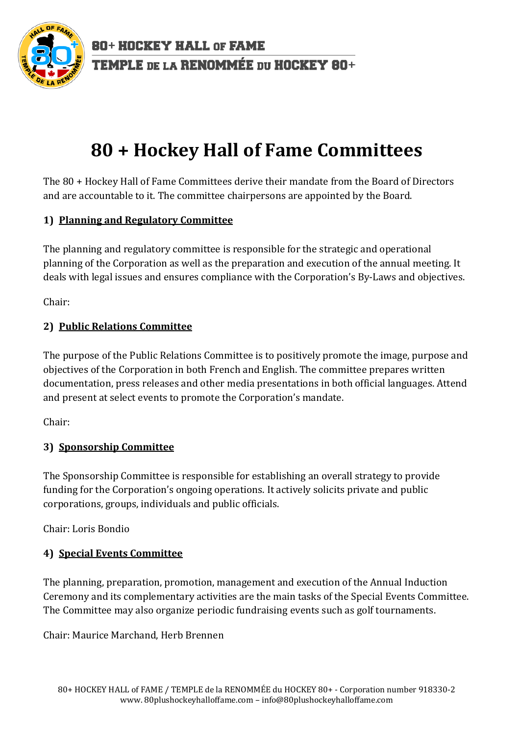# 80 + Hockey Hall of Fame Committees

The 80 + Hockey Hall of Fame Committees derive their mandate from the Board of Directors and are accountable to it. The committee chairpersons are appointed by the Board.

## 1) Planning and Regulatory Committee

The planning and regulatory committee is responsible for the strategic and operational planning of the Corporation as well as the preparation and execution of the annual meeting. It deals with legal issues and ensures compliance with the Corporation's By-Laws and objectives.

Chair:

## 2) Public Relations Committee

The purpose of the Public Relations Committee is to positively promote the image, purpose and objectives of the Corporation in both French and English. The committee prepares written documentation, press releases and other media presentations in both official languages. Attend and present at select events to promote the Corporation's mandate.

Chair:

## 3) Sponsorship Committee

The Sponsorship Committee is responsible for establishing an overall strategy to provide funding for the Corporation's ongoing operations. It actively solicits private and public corporations, groups, individuals and public officials.

Chair: Loris Bondio

## 4) Special Events Committee

The planning, preparation, promotion, management and execution of the Annual Induction Ceremony and its complementary activities are the main tasks of the Special Events Committee. The Committee may also organize periodic fundraising events such as golf tournaments.

Chair: Maurice Marchand, Herb Brennen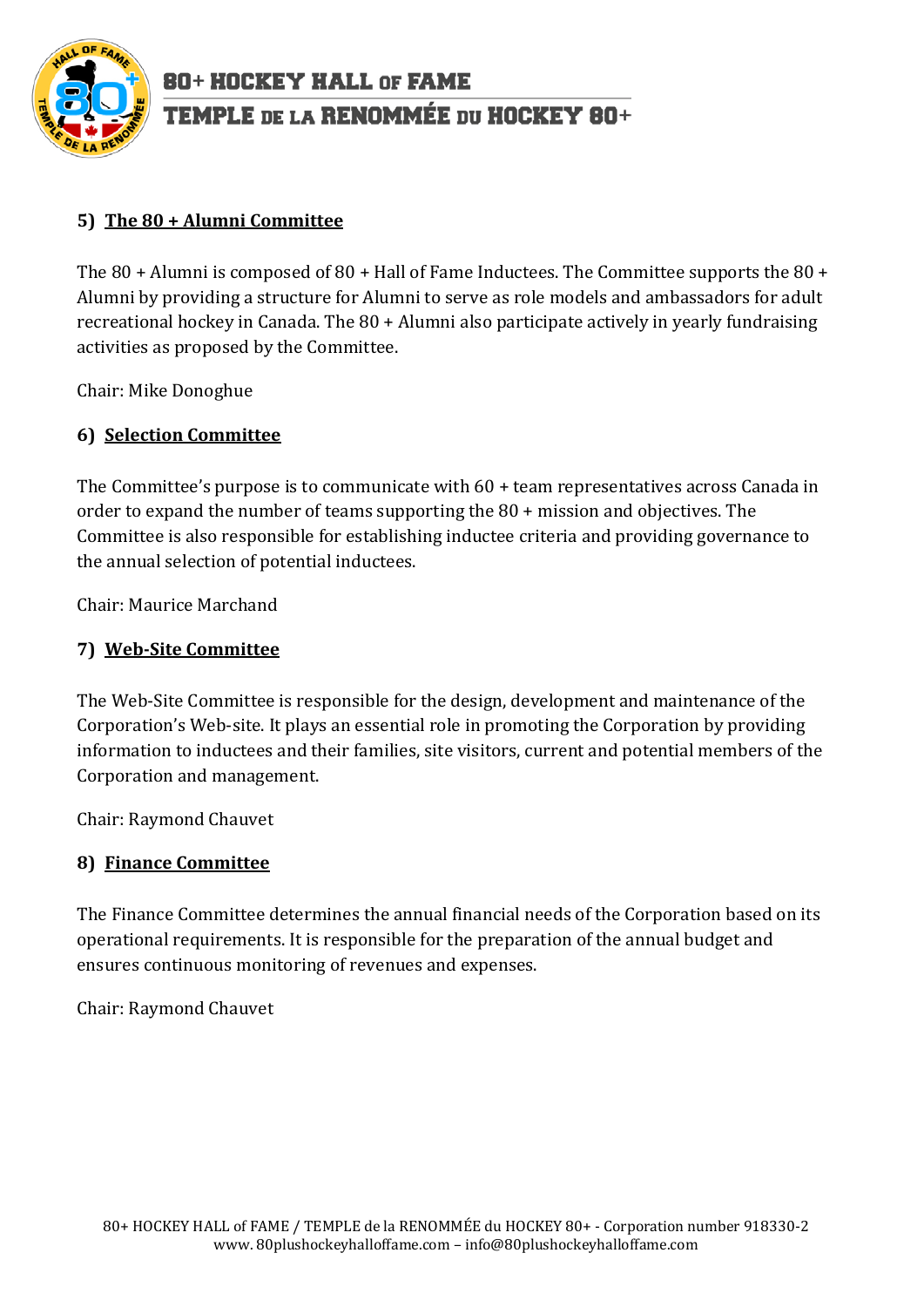### 5) The 80 + Alumni Committee

The 80 + Alumni is composed of 80 + Hall of Fame Inductees. The Committee supports the 80 + Alumni by providing a structure for Alumni to serve as role models and ambassadors for adult recreational hockey in Canada. The 80 + Alumni also participate actively in yearly fundraising activities as proposed by the Committee.

Chair: Mike Donoghue

### 6) Selection Committee

The Committee's purpose is to communicate with 60 + team representatives across Canada in order to expand the number of teams supporting the 80 + mission and objectives. The Committee is also responsible for establishing inductee criteria and providing governance to the annual selection of potential inductees.

Chair: Maurice Marchand

### 7) Web-Site Committee

The Web-Site Committee is responsible for the design, development and maintenance of the Corporation's Web-site. It plays an essential role in promoting the Corporation by providing information to inductees and their families, site visitors, current and potential members of the Corporation and management.

Chair: Raymond Chauvet

### 8) Finance Committee

The Finance Committee determines the annual financial needs of the Corporation based on its operational requirements. It is responsible for the preparation of the annual budget and ensures continuous monitoring of revenues and expenses.

Chair: Raymond Chauvet